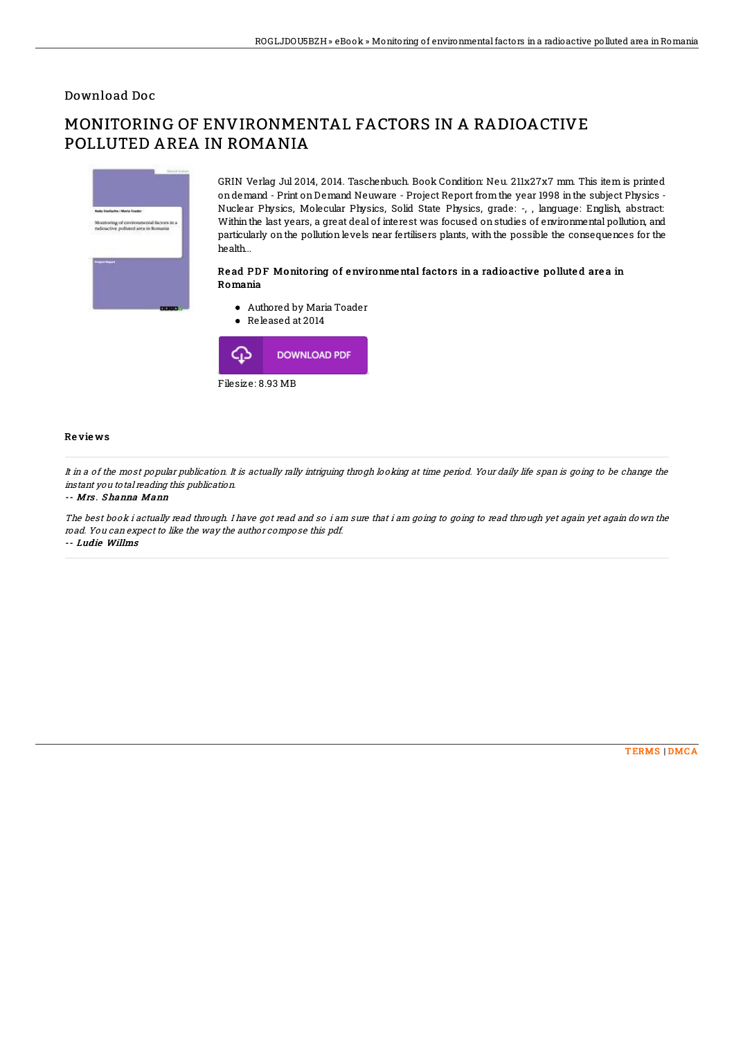Download Doc

# MONITORING OF ENVIRONMENTAL FACTORS IN A RADIOACTIVE POLLUTED AREA IN ROMANIA

GRIN Verlag Jul 2014, 2014. Taschenbuch. Book Condition: Neu. 211x27x7 mm. This item is printed on demand - Print on Demand Neuware - Project Report from the year 1998 in the subject Physics - Nuclear Physics, Molecular Physics, Solid State Physics, grade: -, , language: English, abstract: Within the last years, a great deal of interest was focused on studies of environmental pollution, and particularly on the pollution levels near fertilisers plants, with the possible the consequences for the health...

### Read PDF Monitoring of environmental factors in a radioactive polluted area in Romania

- Authored by Maria Toader
- Released at 2014

DOWNLOAD PDF

Filesize: 8.93 MB

## Reviews

*It in a of the most popular publication. It is actually rally intriguing throgh looking at time period. Your daily life span is going to be change the instant you total reading this publication.*

*-- Mrs. Shanna Mann*

*The best book i actually read through. I have got read and so i am sure that i am going to going to read through yet again yet again down the road. You can expect to like the way the author compose this pdf.*

*-- Ludie Willms*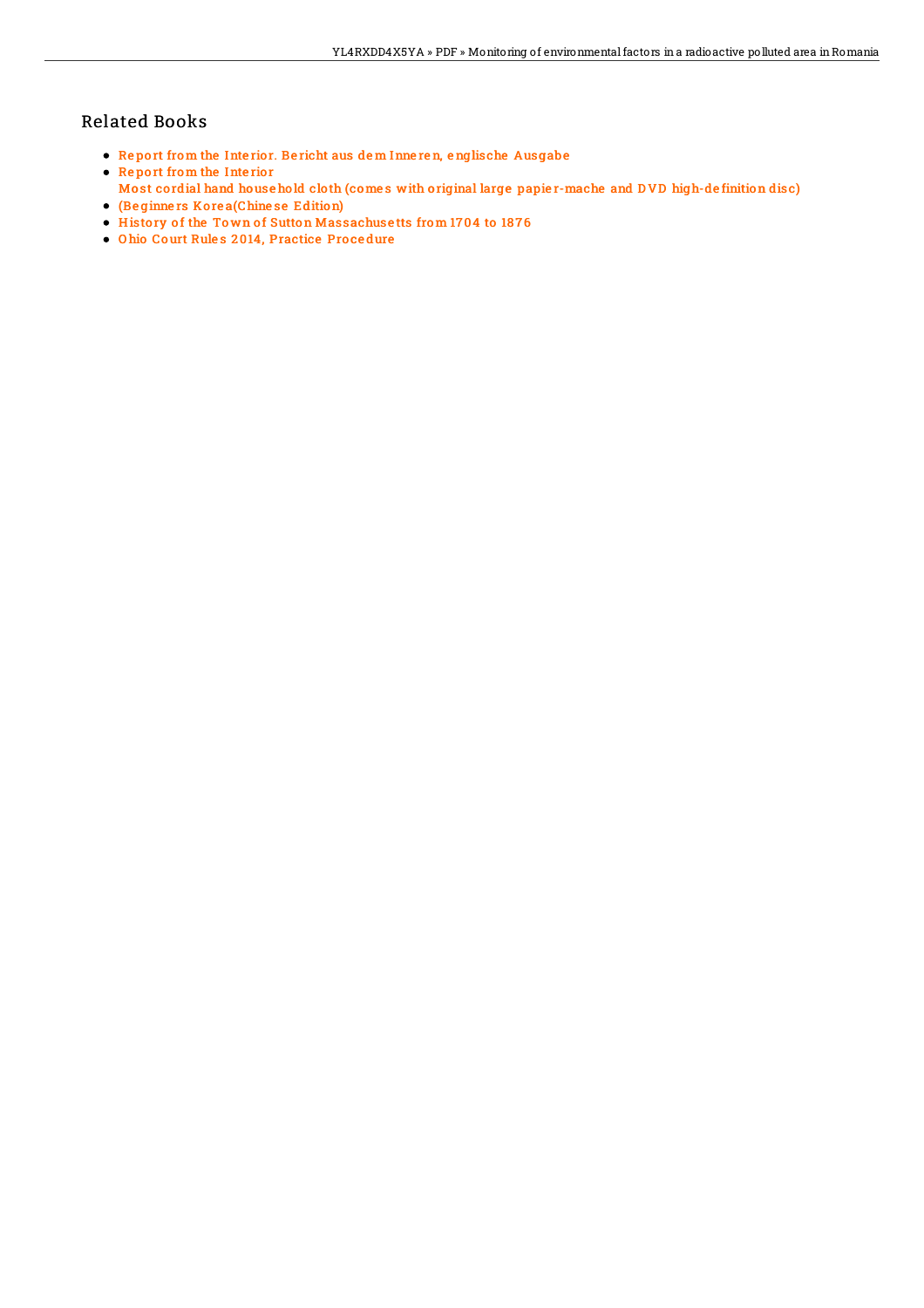## Related Books

- Report from the Interior. Bericht aus dem Inneren, englische Ausgabe
- Report from the Interior
  Most cordial hand household cloth (comes with original large papier-mache and DVD high-definition disc)
- (Beginners Korea(Chinese Edition)
- History of the Town of Sutton Massachusetts from 1704 to 1876
- Ohio Court Rules 2014, Practice Procedure